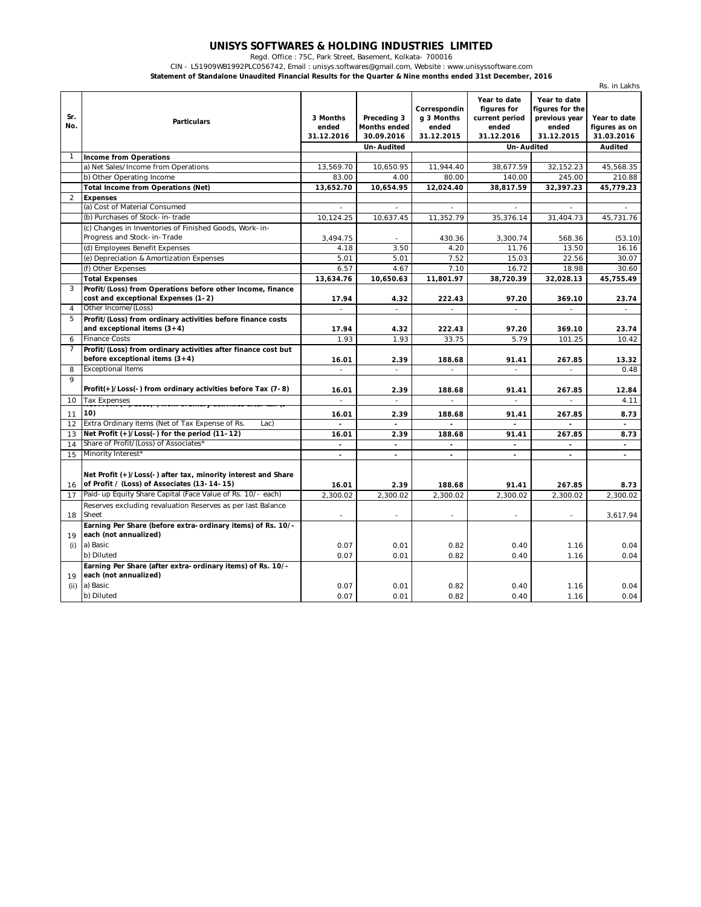# UNISYS SOFTWARES & HOLDING INDUSTRIES LIMITED

Regd. Office : 75C, Park Street, Basement, Kolkata- 700016

CIN - L51909WB1992PLC056742, Email : unisys.softwares@gmail.com, Website : www.unisyssoftware.com

**Statement of Standalone Unaudited Financial Results for the Quarter & Nine months ended 31st December, 2016**

Rs. in Lakhs

| Sr. No. | Particulars | 3 Months ended 31.12.2016 | Preceding 3 Months ended 30.09.2016 | Corresponding 3 Months ended 31.12.2015 | Year to date figures for current period ended 31.12.2016 | Year to date figures for the previous year ended 31.12.2015 | Year to date figures as on 31.03.2016 |
|---|---|---|---|---|---|---|---|
| | | Un-Audited | | | Un-Audited | | Audited |
| 1 | **Income from Operations** | | | | | | |
| | a) Net Sales/Income from Operations | 13,569.70 | 10,650.95 | 11,944.40 | 38,677.59 | 32,152.23 | 45,568.35 |
| | b) Other Operating Income | 83.00 | 4.00 | 80.00 | 140.00 | 245.00 | 210.88 |
| | **Total Income from Operations (Net)** | **13,652.70** | **10,654.95** | **12,024.40** | **38,817.59** | **32,397.23** | **45,779.23** |
| 2 | **Expenses** | | | | | | |
| | (a) Cost of Material Consumed | - | - | - | - | - | - |
| | (b) Purchases of Stock-in-trade | 10,124.25 | 10,637.45 | 11,352.79 | 35,376.14 | 31,404.73 | 45,731.76 |
| | (c) Changes in Inventories of Finished Goods, Work-in-Progress and Stock-in-Trade | 3,494.75 | - | 430.36 | 3,300.74 | 568.36 | (53.10) |
| | (d) Employees Benefit Expenses | 4.18 | 3.50 | 4.20 | 11.76 | 13.50 | 16.16 |
| | (e) Depreciation & Amortization Expenses | 5.01 | 5.01 | 7.52 | 15.03 | 22.56 | 30.07 |
| | (f) Other Expenses | 6.57 | 4.67 | 7.10 | 16.72 | 18.98 | 30.60 |
| | **Total Expenses** | **13,634.76** | **10,650.63** | **11,801.97** | **38,720.39** | **32,028.13** | **45,755.49** |
| 3 | **Profit/(Loss) from Operations before other Income, finance cost and exceptional Expenses (1-2)** | **17.94** | **4.32** | **222.43** | **97.20** | **369.10** | **23.74** |
| 4 | Other Income/(Loss) | - | - | - | - | - | - |
| 5 | **Profit/(Loss) from ordinary activities before finance costs and exceptional items (3+4)** | **17.94** | **4.32** | **222.43** | **97.20** | **369.10** | **23.74** |
| 6 | Finance Costs | 1.93 | 1.93 | 33.75 | 5.79 | 101.25 | 10.42 |
| 7 | **Profit/(Loss) from ordinary activities after finance cost but before exceptional items (3+4)** | **16.01** | **2.39** | **188.68** | **91.41** | **267.85** | **13.32** |
| 8 | Exceptional Items | - | - | - | - | - | 0.48 |
| 9 | **Profit(+)/Loss(-) from ordinary activities before Tax (7-8)** | **16.01** | **2.39** | **188.68** | **91.41** | **267.85** | **12.84** |
| 10 | Tax Expenses | - | - | - | - | - | 4.11 |
| 11 | **Net Profit (+)/Loss(-) from ordinary activities after tax (9-10)** | **16.01** | **2.39** | **188.68** | **91.41** | **267.85** | **8.73** |
| 12 | Extra Ordinary Items (Net of Tax Expense of Rs. Lac) | - | - | - | - | - | - |
| 13 | **Net Profit (+)/Loss(-) for the period (11-12)** | **16.01** | **2.39** | **188.68** | **91.41** | **267.85** | **8.73** |
| 14 | Share of Profit/(Loss) of Associates* | - | - | - | - | - | - |
| 15 | Minority Interest* | - | - | - | - | - | - |
| 16 | **Net Profit (+)/Loss(-) after tax, minority interest and Share of Profit / (Loss) of Associates (13-14-15)** | **16.01** | **2.39** | **188.68** | **91.41** | **267.85** | **8.73** |
| 17 | Paid-up Equity Share Capital (Face Value of Rs. 10/- each) | 2,300.02 | 2,300.02 | 2,300.02 | 2,300.02 | 2,300.02 | 2,300.02 |
| 18 | Reserves excluding revaluation Reserves as per last Balance Sheet | - | - | - | - | - | 3,617.94 |
| 19 (i) | **Earning Per Share (before extra-ordinary items) of Rs. 10/- each (not annualized)** | | | | | | |
| | a) Basic | 0.07 | 0.01 | 0.82 | 0.40 | 1.16 | 0.04 |
| | b) Diluted | 0.07 | 0.01 | 0.82 | 0.40 | 1.16 | 0.04 |
| 19 (ii) | **Earning Per Share (after extra-ordinary items) of Rs. 10/- each (not annualized)** | | | | | | |
| | a) Basic | 0.07 | 0.01 | 0.82 | 0.40 | 1.16 | 0.04 |
| | b) Diluted | 0.07 | 0.01 | 0.82 | 0.40 | 1.16 | 0.04 |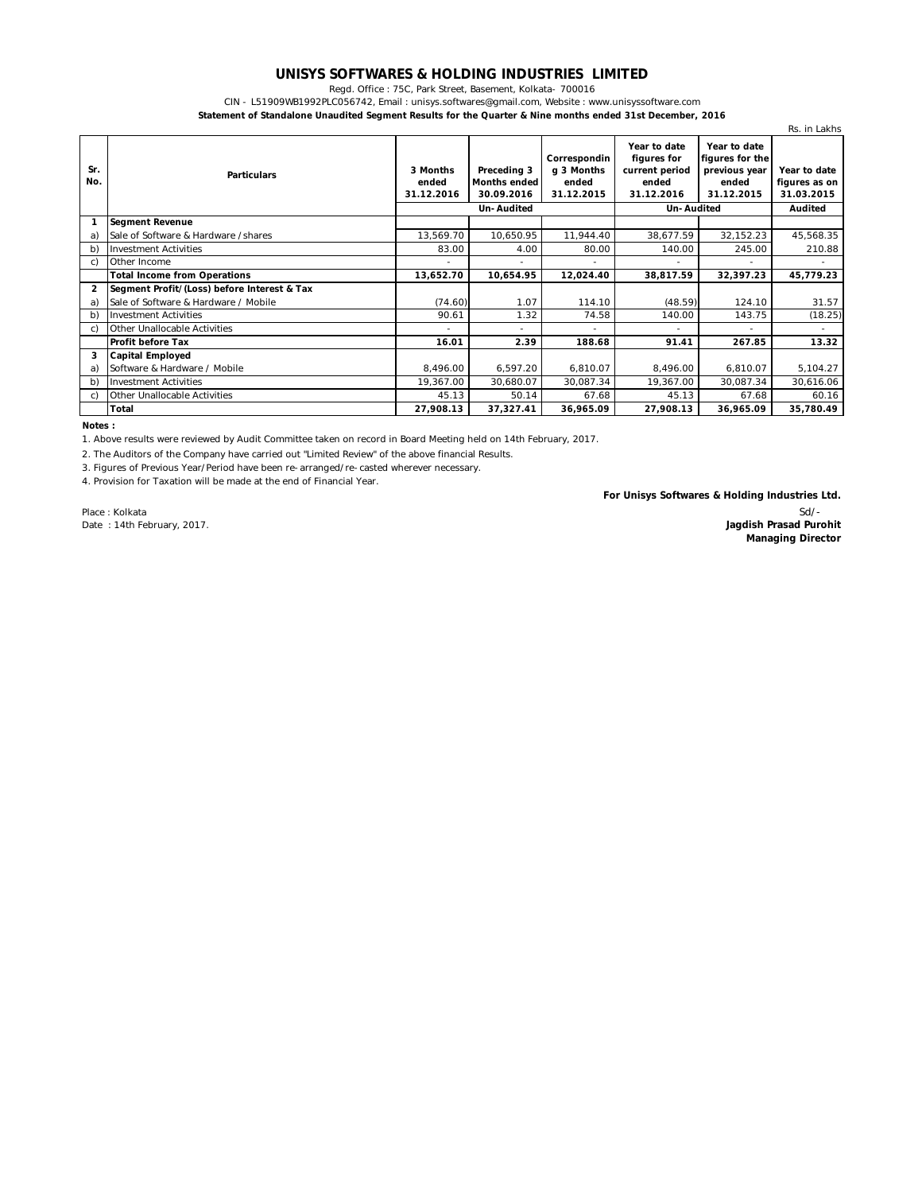# UNISYS SOFTWARES & HOLDING INDUSTRIES LIMITED

Regd. Office : 75C, Park Street, Basement, Kolkata- 700016

CIN - L51909WB1992PLC056742, Email : unisys.softwares@gmail.com, Website : www.unisyssoftware.com

**Statement of Standalone Unaudited Segment Results for the Quarter & Nine months ended 31st December, 2016**

Rs. in Lakhs

| Sr. No. | Particulars | 3 Months ended 31.12.2016 | Preceding 3 Months ended 30.09.2016 | Corresponding 3 Months ended 31.12.2015 | Year to date figures for current period ended 31.12.2016 | Year to date figures for the previous year ended 31.12.2015 | Year to date figures as on 31.03.2015 |
|---|---|---|---|---|---|---|---|
| | | Un-Audited | | | Un-Audited | | Audited |
| **1** | **Segment Revenue** | | | | | | |
| a) | Sale of Software & Hardware /shares | 13,569.70 | 10,650.95 | 11,944.40 | 38,677.59 | 32,152.23 | 45,568.35 |
| b) | Investment Activities | 83.00 | 4.00 | 80.00 | 140.00 | 245.00 | 210.88 |
| c) | Other Income | - | - | - | - | - | - |
| | **Total Income from Operations** | **13,652.70** | **10,654.95** | **12,024.40** | **38,817.59** | **32,397.23** | **45,779.23** |
| **2** | **Segment Profit/(Loss) before Interest & Tax** | | | | | | |
| a) | Sale of Software & Hardware / Mobile | (74.60) | 1.07 | 114.10 | (48.59) | 124.10 | 31.57 |
| b) | Investment Activities | 90.61 | 1.32 | 74.58 | 140.00 | 143.75 | (18.25) |
| c) | Other Unallocable Activities | - | - | - | - | - | - |
| | **Profit before Tax** | **16.01** | **2.39** | **188.68** | **91.41** | **267.85** | **13.32** |
| **3** | **Capital Employed** | | | | | | |
| a) | Software & Hardware / Mobile | 8,496.00 | 6,597.20 | 6,810.07 | 8,496.00 | 6,810.07 | 5,104.27 |
| b) | Investment Activities | 19,367.00 | 30,680.07 | 30,087.34 | 19,367.00 | 30,087.34 | 30,616.06 |
| c) | Other Unallocable Activities | 45.13 | 50.14 | 67.68 | 45.13 | 67.68 | 60.16 |
| | **Total** | **27,908.13** | **37,327.41** | **36,965.09** | **27,908.13** | **36,965.09** | **35,780.49** |

**Notes :**

1. Above results were reviewed by Audit Committee taken on record in Board Meeting held on 14th February, 2017.
2. The Auditors of the Company have carried out "Limited Review" of the above financial Results.
3. Figures of Previous Year/Period have been re-arranged/re-casted wherever necessary.
4. Provision for Taxation will be made at the end of Financial Year.

**For Unisys Softwares & Holding Industries Ltd.**

Sd/-

**Jagdish Prasad Purohit**

**Managing Director**

Place : Kolkata

Date : 14th February, 2017.